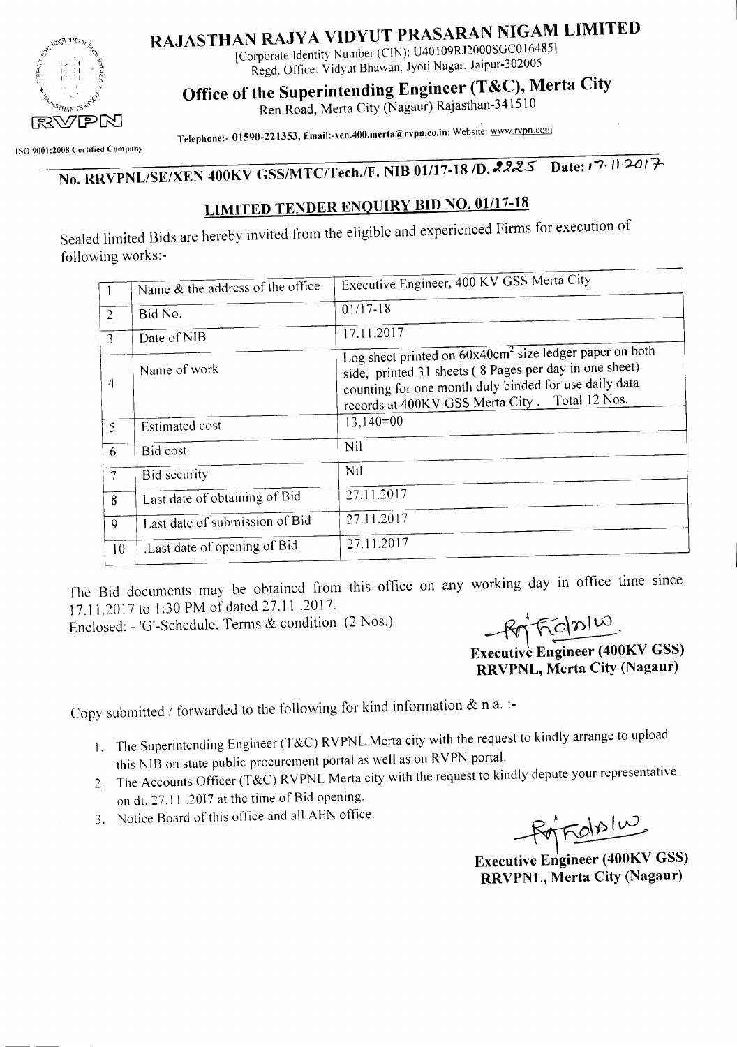# RAJASTHAN RAJYA VIDYUT PRASARAN NIGAM LIMITED

[Corporate Identity Number (CIN): U40109RJ2000SGC016485]
Regd. Office: Vidyut Bhawan, Jyoti Nagar, Jaipur-302005

## Office of the Superintending Engineer (T&C), Merta City

Ren Road, Merta City (Nagaur) Rajasthan-341510

RVPN

Telephone:- 01590-221353, Email:-xen.400.merta@rvpn.co.in; Website: www.rvpn.com

ISO 9001:2008 Certified Company

## No. RRVPNL/SE/XEN 400KV GSS/MTC/Tech./F. NIB 01/17-18 /D. 2225 Date: 17.11.2017

## LIMITED TENDER ENQUIRY BID NO. 01/17-18

Sealed limited Bids are hereby invited from the eligible and experienced Firms for execution of following works:-

| | | |
|---|---|---|
| 1 | Name & the address of the office | Executive Engineer, 400 KV GSS Merta City |
| 2 | Bid No. | 01/17-18 |
| 3 | Date of NIB | 17.11.2017 |
| 4 | Name of work | Log sheet printed on 60x40cm$^2$ size ledger paper on both side, printed 31 sheets ( 8 Pages per day in one sheet) counting for one month duly binded for use daily data records at 400KV GSS Merta City . Total 12 Nos. |
| 5 | Estimated cost | 13,140=00 |
| 6 | Bid cost | Nil |
| 7 | Bid security | Nil |
| 8 | Last date of obtaining of Bid | 27.11.2017 |
| 9 | Last date of submission of Bid | 27.11.2017 |
| 10 | .Last date of opening of Bid | 27.11.2017 |

The Bid documents may be obtained from this office on any working day in office time since 17.11.2017 to 1:30 PM of dated 27.11 .2017.

Enclosed: - 'G'-Schedule, Terms & condition (2 Nos.)

**Executive Engineer (400KV GSS)**
**RRVPNL, Merta City (Nagaur)**

Copy submitted / forwarded to the following for kind information & n.a. :-

1. The Superintending Engineer (T&C) RVPNL Merta city with the request to kindly arrange to upload this NIB on state public procurement portal as well as on RVPN portal.
2. The Accounts Officer (T&C) RVPNL Merta city with the request to kindly depute your representative on dt. 27.11 .2017 at the time of Bid opening.
3. Notice Board of this office and all AEN office.

**Executive Engineer (400KV GSS)**
**RRVPNL, Merta City (Nagaur)**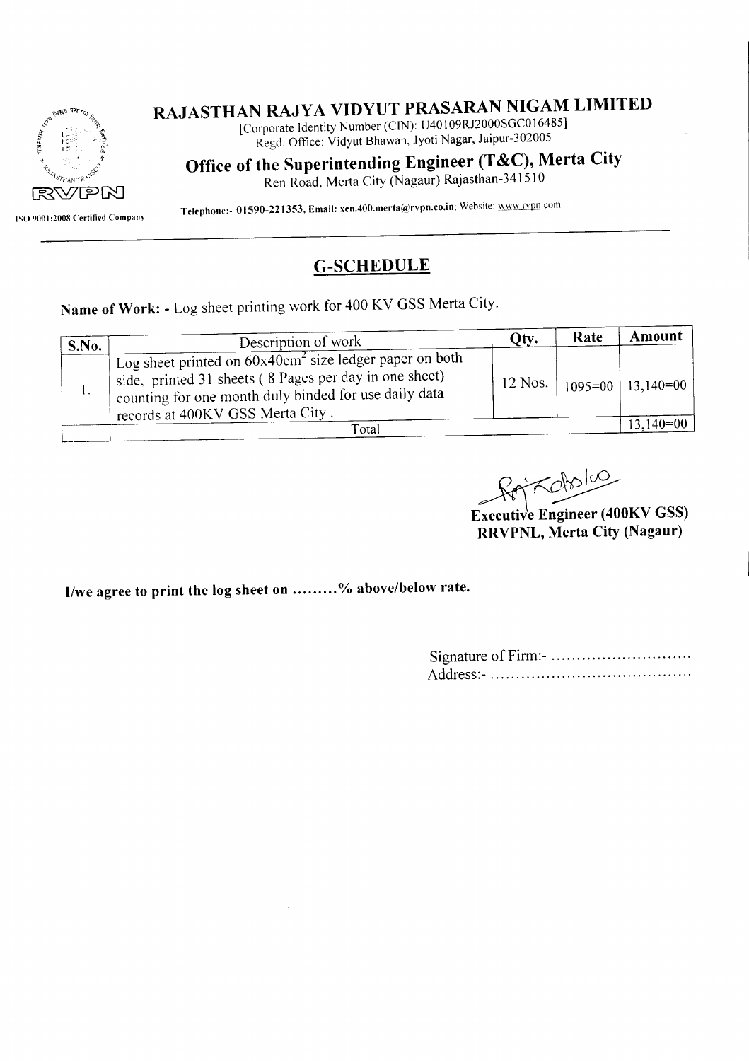# RAJASTHAN RAJYA VIDYUT PRASARAN NIGAM LIMITED

[Corporate Identity Number (CIN): U40109RJ2000SGC016485]
Regd. Office: Vidyut Bhawan, Jyoti Nagar, Jaipur-302005

## Office of the Superintending Engineer (T&C), Merta City

Ren Road, Merta City (Nagaur) Rajasthan-341510

RVPN

ISO 9001:2008 Certified Company

Telephone:- 01590-221353, Email: xen.400.merta@rvpn.co.in; Website: www.rvpn.com

## G-SCHEDULE

**Name of Work: -** Log sheet printing work for 400 KV GSS Merta City.

| S.No. | Description of work | Qty. | Rate | Amount |
|---|---|---|---|---|
| 1. | Log sheet printed on 60x40cm$^2$ size ledger paper on both side, printed 31 sheets ( 8 Pages per day in one sheet) counting for one month duly binded for use daily data records at 400KV GSS Merta City . | 12 Nos. | 1095=00 | 13,140=00 |
| | Total | | | 13,140=00 |

**Executive Engineer (400KV GSS)**
**RRVPNL, Merta City (Nagaur)**

**I/we agree to print the log sheet on .........% above/below rate.**

Signature of Firm:- ............................
Address:- ........................................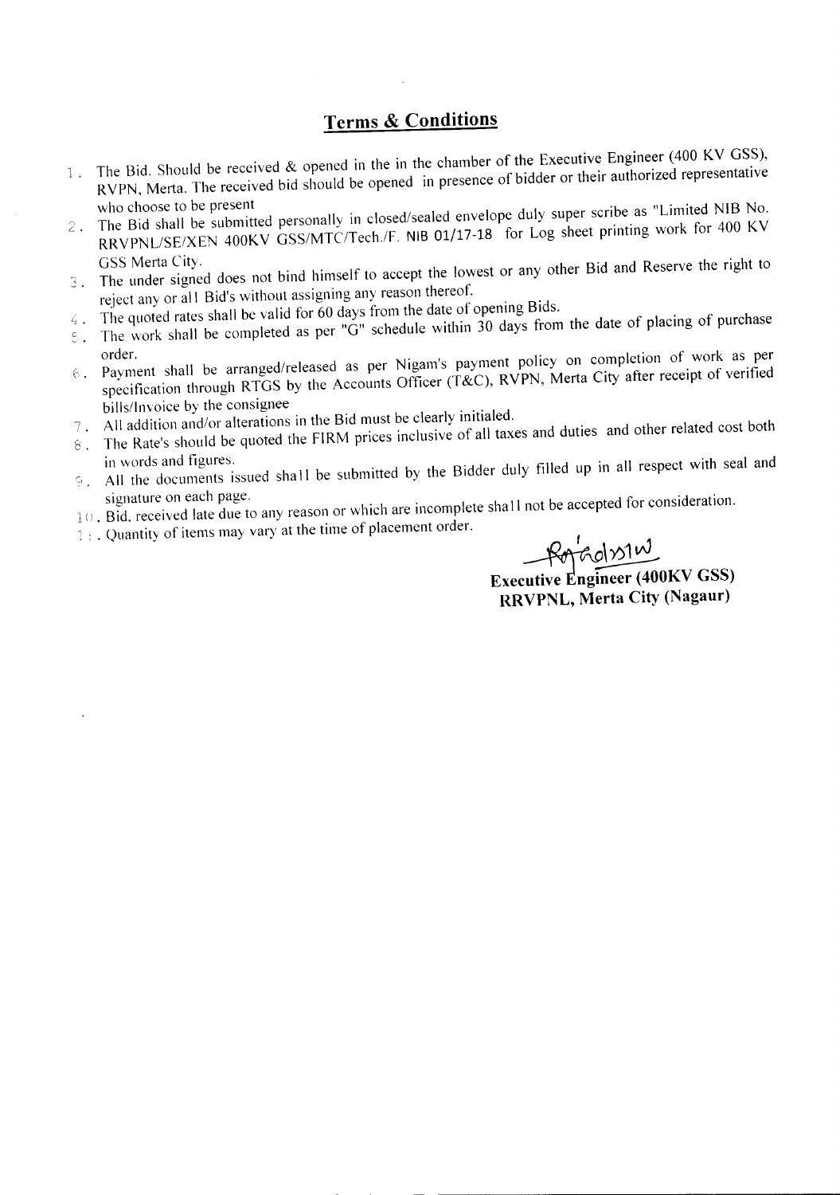## Terms & Conditions

1. The Bid. Should be received & opened in the in the chamber of the Executive Engineer (400 KV GSS), RVPN, Merta. The received bid should be opened in presence of bidder or their authorized representative who choose to be present
2. The Bid shall be submitted personally in closed/sealed envelope duly super scribe as "Limited NIB No. RRVPNL/SE/XEN 400KV GSS/MTC/Tech./F. NIB 01/17-18 for Log sheet printing work for 400 KV GSS Merta City.
3. The under signed does not bind himself to accept the lowest or any other Bid and Reserve the right to reject any or all Bid's without assigning any reason thereof.
4. The quoted rates shall be valid for 60 days from the date of opening Bids.
5. The work shall be completed as per "G" schedule within 30 days from the date of placing of purchase order.
6. Payment shall be arranged/released as per Nigam's payment policy on completion of work as per specification through RTGS by the Accounts Officer (T&C), RVPN, Merta City after receipt of verified bills/Invoice by the consignee
7. All addition and/or alterations in the Bid must be clearly initialed.
8. The Rate's should be quoted the FIRM prices inclusive of all taxes and duties and other related cost both in words and figures.
9. All the documents issued shall be submitted by the Bidder duly filled up in all respect with seal and signature on each page.
10. Bid, received late due to any reason or which are incomplete shall not be accepted for consideration.
11. Quantity of items may vary at the time of placement order.

**Executive Engineer (400KV GSS)**
**RRVPNL, Merta City (Nagaur)**